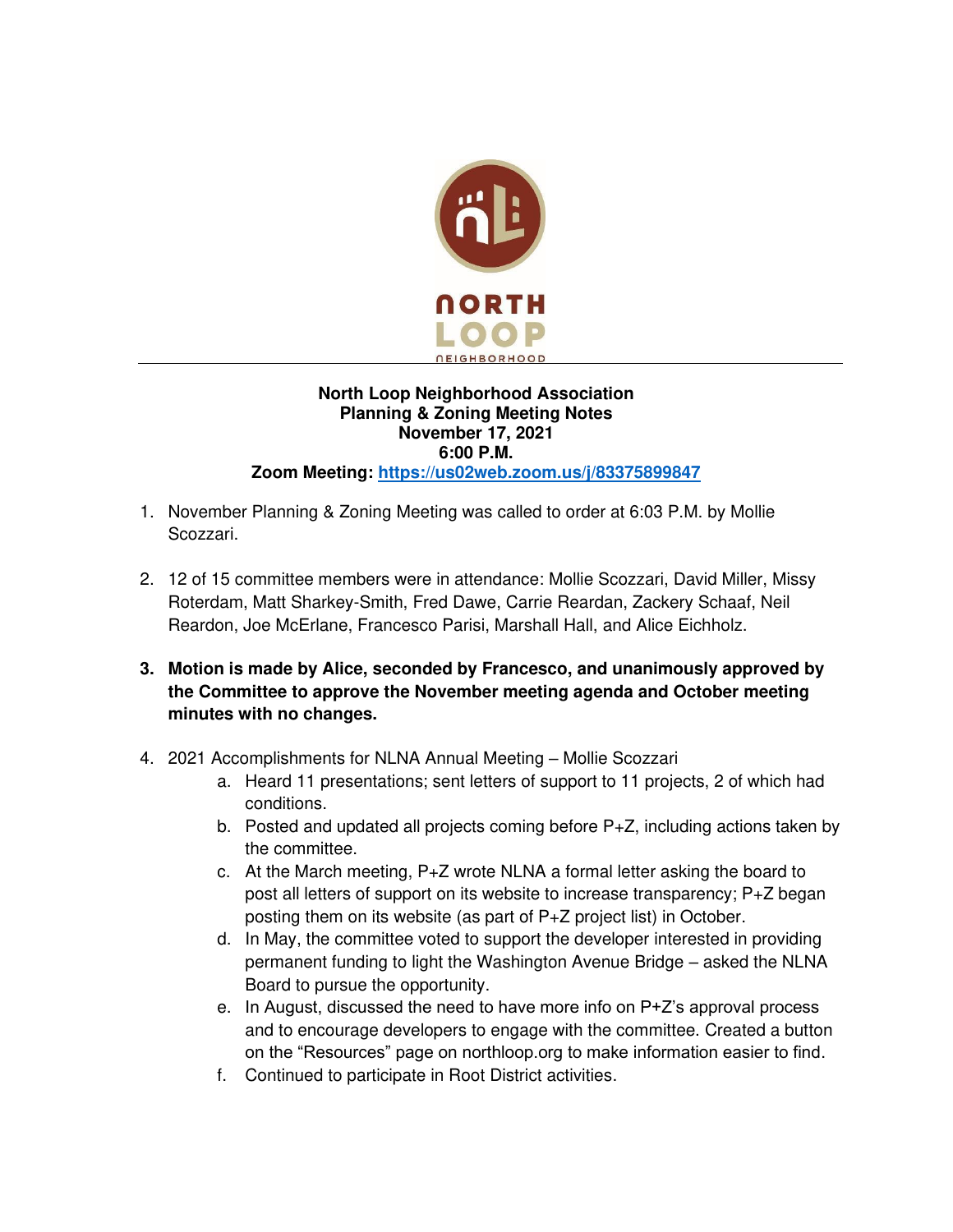**North Loop Neighborhood Association**
**Planning & Zoning Meeting Notes**
**November 17, 2021**
**6:00 P.M.**
**Zoom Meeting: [https://us02web.zoom.us/j/83375899847](https://us02web.zoom.us/j/83375899847)**

1. November Planning & Zoning Meeting was called to order at 6:03 P.M. by Mollie Scozzari.

2. 12 of 15 committee members were in attendance: Mollie Scozzari, David Miller, Missy Roterdam, Matt Sharkey-Smith, Fred Dawe, Carrie Reardan, Zackery Schaaf, Neil Reardon, Joe McErlane, Francesco Parisi, Marshall Hall, and Alice Eichholz.

3. **Motion is made by Alice, seconded by Francesco, and unanimously approved by the Committee to approve the November meeting agenda and October meeting minutes with no changes.**

4. 2021 Accomplishments for NLNA Annual Meeting – Mollie Scozzari
   a. Heard 11 presentations; sent letters of support to 11 projects, 2 of which had conditions.
   b. Posted and updated all projects coming before P+Z, including actions taken by the committee.
   c. At the March meeting, P+Z wrote NLNA a formal letter asking the board to post all letters of support on its website to increase transparency; P+Z began posting them on its website (as part of P+Z project list) in October.
   d. In May, the committee voted to support the developer interested in providing permanent funding to light the Washington Avenue Bridge – asked the NLNA Board to pursue the opportunity.
   e. In August, discussed the need to have more info on P+Z's approval process and to encourage developers to engage with the committee. Created a button on the "Resources" page on northloop.org to make information easier to find.
   f. Continued to participate in Root District activities.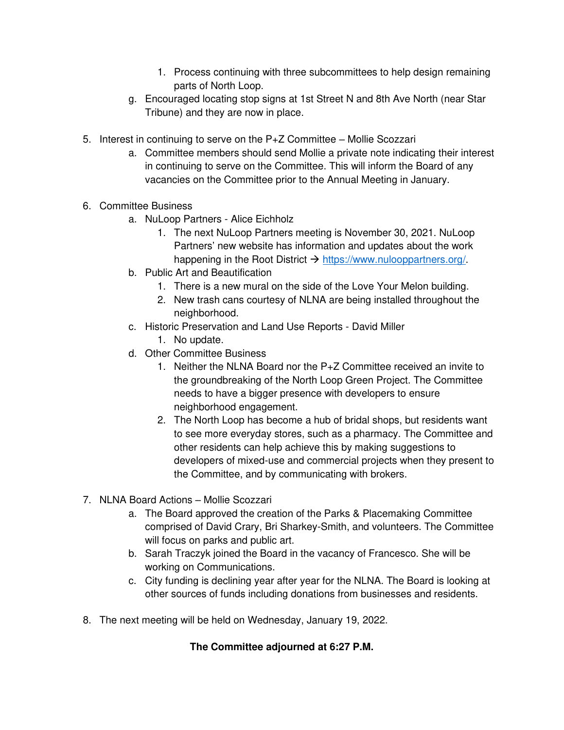1. Process continuing with three subcommittees to help design remaining parts of North Loop.

   g. Encouraged locating stop signs at 1st Street N and 8th Ave North (near Star Tribune) and they are now in place.

5. Interest in continuing to serve on the P+Z Committee – Mollie Scozzari
   a. Committee members should send Mollie a private note indicating their interest in continuing to serve on the Committee. This will inform the Board of any vacancies on the Committee prior to the Annual Meeting in January.

6. Committee Business
   a. NuLoop Partners - Alice Eichholz
      1. The next NuLoop Partners meeting is November 30, 2021. NuLoop Partners' new website has information and updates about the work happening in the Root District → [https://www.nulooppartners.org/](https://www.nulooppartners.org/).
   b. Public Art and Beautification
      1. There is a new mural on the side of the Love Your Melon building.
      2. New trash cans courtesy of NLNA are being installed throughout the neighborhood.
   c. Historic Preservation and Land Use Reports - David Miller
      1. No update.
   d. Other Committee Business
      1. Neither the NLNA Board nor the P+Z Committee received an invite to the groundbreaking of the North Loop Green Project. The Committee needs to have a bigger presence with developers to ensure neighborhood engagement.
      2. The North Loop has become a hub of bridal shops, but residents want to see more everyday stores, such as a pharmacy. The Committee and other residents can help achieve this by making suggestions to developers of mixed-use and commercial projects when they present to the Committee, and by communicating with brokers.

7. NLNA Board Actions – Mollie Scozzari
   a. The Board approved the creation of the Parks & Placemaking Committee comprised of David Crary, Bri Sharkey-Smith, and volunteers. The Committee will focus on parks and public art.
   b. Sarah Traczyk joined the Board in the vacancy of Francesco. She will be working on Communications.
   c. City funding is declining year after year for the NLNA. The Board is looking at other sources of funds including donations from businesses and residents.

8. The next meeting will be held on Wednesday, January 19, 2022.

**The Committee adjourned at 6:27 P.M.**